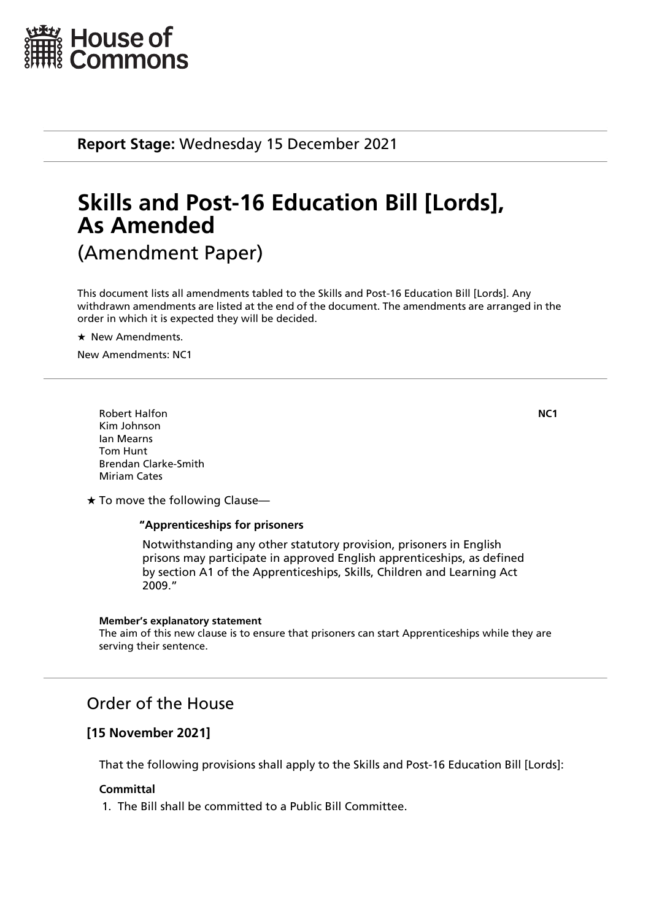House of Commons

**Report Stage:** Wednesday 15 December 2021

# Skills and Post-16 Education Bill [Lords], As Amended

## (Amendment Paper)

This document lists all amendments tabled to the Skills and Post-16 Education Bill [Lords]. Any withdrawn amendments are listed at the end of the document. The amendments are arranged in the order in which it is expected they will be decided.

★ New Amendments.

New Amendments: NC1

---

Robert Halfon
Kim Johnson
Ian Mearns
Tom Hunt
Brendan Clarke-Smith
Miriam Cates

**NC1**

★ To move the following Clause—

> **"Apprenticeships for prisoners**
>
> Notwithstanding any other statutory provision, prisoners in English prisons may participate in approved English apprenticeships, as defined by section A1 of the Apprenticeships, Skills, Children and Learning Act 2009."

**Member's explanatory statement**
The aim of this new clause is to ensure that prisoners can start Apprenticeships while they are serving their sentence.

---

## Order of the House

### [15 November 2021]

That the following provisions shall apply to the Skills and Post-16 Education Bill [Lords]:

**Committal**

1. The Bill shall be committed to a Public Bill Committee.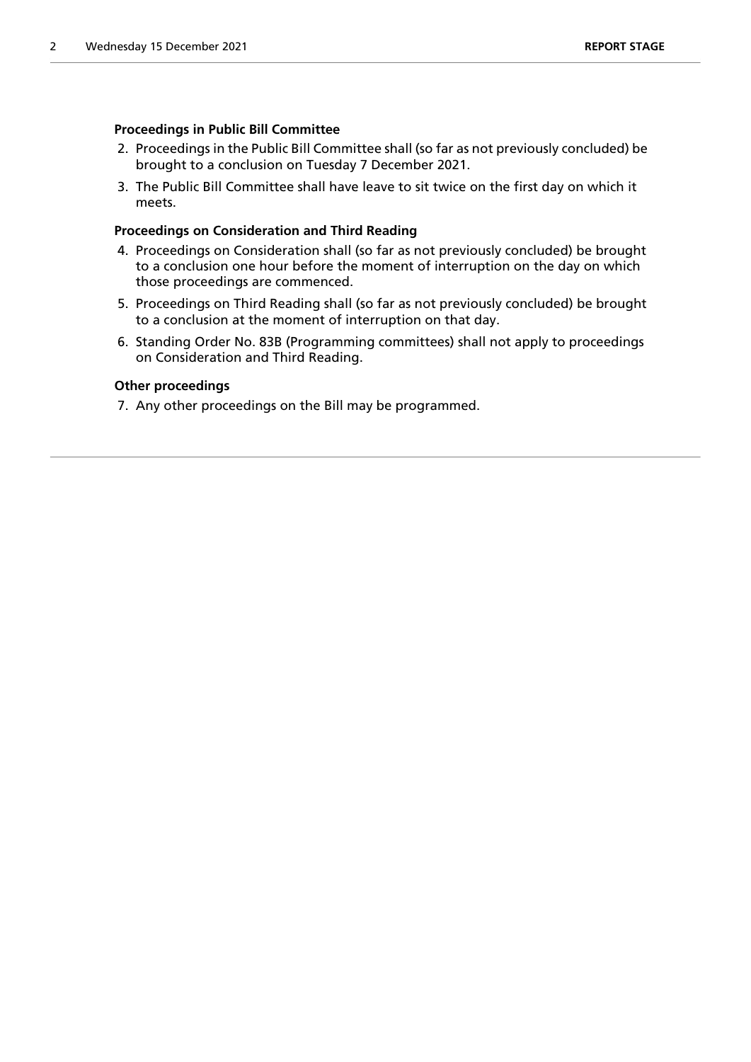**Proceedings in Public Bill Committee**

2. Proceedings in the Public Bill Committee shall (so far as not previously concluded) be brought to a conclusion on Tuesday 7 December 2021.
3. The Public Bill Committee shall have leave to sit twice on the first day on which it meets.

**Proceedings on Consideration and Third Reading**

4. Proceedings on Consideration shall (so far as not previously concluded) be brought to a conclusion one hour before the moment of interruption on the day on which those proceedings are commenced.
5. Proceedings on Third Reading shall (so far as not previously concluded) be brought to a conclusion at the moment of interruption on that day.
6. Standing Order No. 83B (Programming committees) shall not apply to proceedings on Consideration and Third Reading.

**Other proceedings**

7. Any other proceedings on the Bill may be programmed.